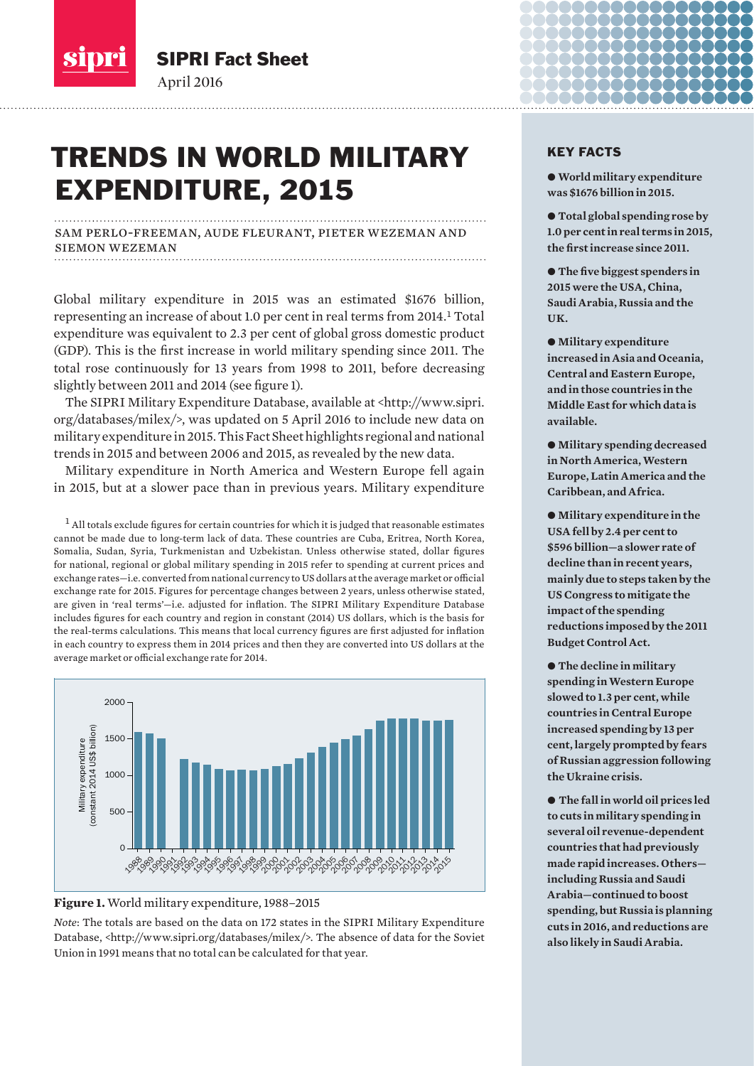SIPRI Fact Sheet

April 2016

# TRENDS IN WORLD MILITARY EXPENDITURE, 2015

SAM PERLO-FREEMAN, AUDE FLEURANT, PIETER WEZEMAN AND SIEMON WEZEMAN

Global military expenditure in 2015 was an estimated $1676 billion, representing an increase of about 1.0 per cent in real terms from 2014.[1] Total expenditure was equivalent to 2.3 per cent of global gross domestic product (GDP). This is the first increase in world military spending since 2011. The total rose continuously for 13 years from 1998 to 2011, before decreasing slightly between 2011 and 2014 (see figure 1).

The SIPRI Military Expenditure Database, available at <http://www.sipri.org/databases/milex/>, was updated on 5 April 2016 to include new data on military expenditure in 2015. This Fact Sheet highlights regional and national trends in 2015 and between 2006 and 2015, as revealed by the new data.

Military expenditure in North America and Western Europe fell again in 2015, but at a slower pace than in previous years. Military expenditure

[1] All totals exclude figures for certain countries for which it is judged that reasonable estimates cannot be made due to long-term lack of data. These countries are Cuba, Eritrea, North Korea, Somalia, Sudan, Syria, Turkmenistan and Uzbekistan. Unless otherwise stated, dollar figures for national, regional or global military spending in 2015 refer to spending at current prices and exchange rates—i.e. converted from national currency to US dollars at the average market or official exchange rate for 2015. Figures for percentage changes between 2 years, unless otherwise stated, are given in 'real terms'—i.e. adjusted for inflation. The SIPRI Military Expenditure Database includes figures for each country and region in constant (2014) US dollars, which is the basis for the real-terms calculations. This means that local currency figures are first adjusted for inflation in each country to express them in 2014 prices and then they are converted into US dollars at the average market or official exchange rate for 2014.

**Figure 1.** World military expenditure, 1988–2015

*Note*: The totals are based on the data on 172 states in the SIPRI Military Expenditure Database, <http://www.sipri.org/databases/milex/>. The absence of data for the Soviet Union in 1991 means that no total can be calculated for that year.

## KEY FACTS

- **World military expenditure was $1676 billion in 2015.**
- **Total global spending rose by 1.0 per cent in real terms in 2015, the first increase since 2011.**
- **The five biggest spenders in 2015 were the USA, China, Saudi Arabia, Russia and the UK.**
- **Military expenditure increased in Asia and Oceania, Central and Eastern Europe, and in those countries in the Middle East for which data is available.**
- **Military spending decreased in North America, Western Europe, Latin America and the Caribbean, and Africa.**
- **Military expenditure in the USA fell by 2.4 per cent to $596 billion—a slower rate of decline than in recent years, mainly due to steps taken by the US Congress to mitigate the impact of the spending reductions imposed by the 2011 Budget Control Act.**
- **The decline in military spending in Western Europe slowed to 1.3 per cent, while countries in Central Europe increased spending by 13 per cent, largely prompted by fears of Russian aggression following the Ukraine crisis.**
- **The fall in world oil prices led to cuts in military spending in several oil revenue-dependent countries that had previously made rapid increases. Others—including Russia and Saudi Arabia—continued to boost spending, but Russia is planning cuts in 2016, and reductions are also likely in Saudi Arabia.**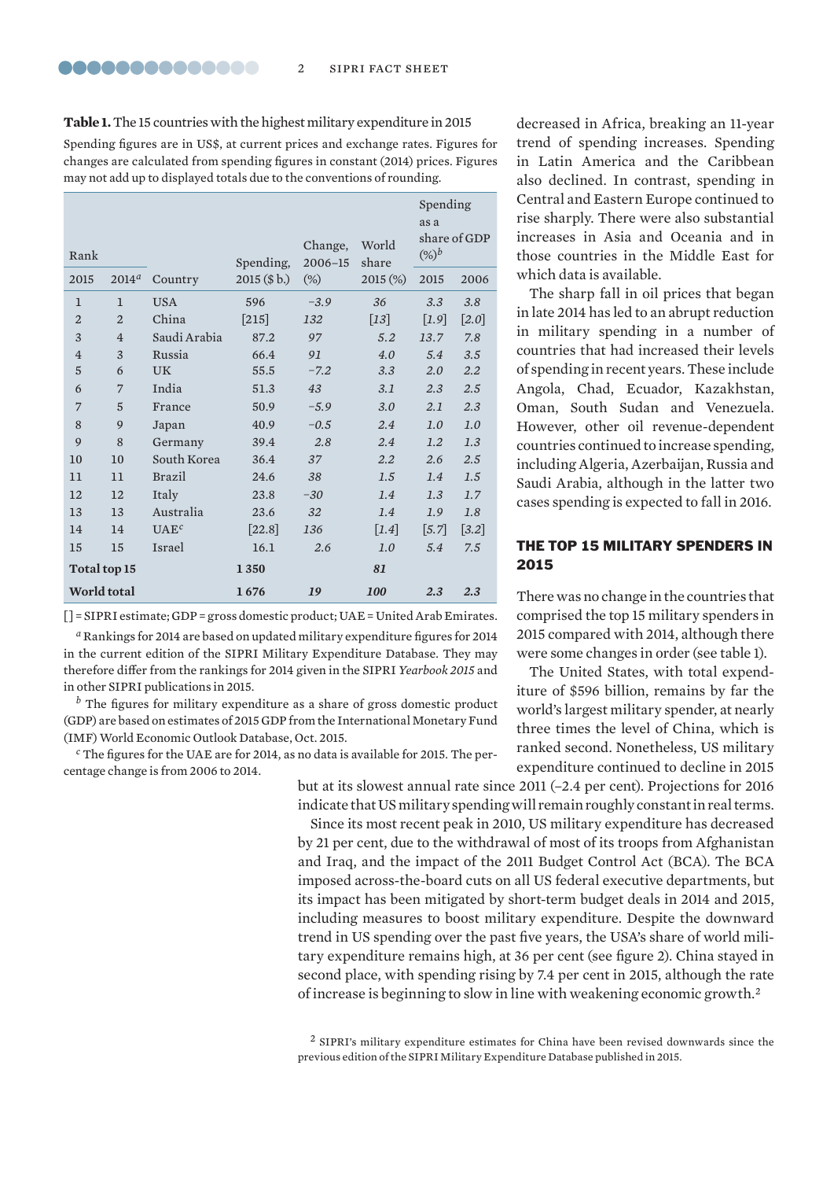**Table 1.** The 15 countries with the highest military expenditure in 2015

Spending figures are in US$, at current prices and exchange rates. Figures for changes are calculated from spending figures in constant (2014) prices. Figures may not add up to displayed totals due to the conventions of rounding.

| Rank | | | | | | Spending as a share of GDP (%)[b] | |
|---|---|---|---|---|---|---|---|
| 2015 | 2014[a] | Country | Spending, 2015 ($ b.) | Change, 2006–15 (%) | World share 2015 (%) | 2015 | 2006 |
| 1 | 1 | USA | 596 | −3.9 | 36 | 3.3 | 3.8 |
| 2 | 2 | China | [215] | 132 | [13] | [1.9] | [2.0] |
| 3 | 4 | Saudi Arabia | 87.2 | 97 | 5.2 | 13.7 | 7.8 |
| 4 | 3 | Russia | 66.4 | 91 | 4.0 | 5.4 | 3.5 |
| 5 | 6 | UK | 55.5 | −7.2 | 3.3 | 2.0 | 2.2 |
| 6 | 7 | India | 51.3 | 43 | 3.1 | 2.3 | 2.5 |
| 7 | 5 | France | 50.9 | −5.9 | 3.0 | 2.1 | 2.3 |
| 8 | 9 | Japan | 40.9 | −0.5 | 2.4 | 1.0 | 1.0 |
| 9 | 8 | Germany | 39.4 | 2.8 | 2.4 | 1.2 | 1.3 |
| 10 | 10 | South Korea | 36.4 | 37 | 2.2 | 2.6 | 2.5 |
| 11 | 11 | Brazil | 24.6 | 38 | 1.5 | 1.4 | 1.5 |
| 12 | 12 | Italy | 23.8 | −30 | 1.4 | 1.3 | 1.7 |
| 13 | 13 | Australia | 23.6 | 32 | 1.4 | 1.9 | 1.8 |
| 14 | 14 | UAE[c] | [22.8] | 136 | [1.4] | [5.7] | [3.2] |
| 15 | 15 | Israel | 16.1 | 2.6 | 1.0 | 5.4 | 7.5 |
| **Total top 15** | | | **1 350** | | **81** | | |
| **World total** | | | **1 676** | **19** | **100** | **2.3** | **2.3** |

[ ] = SIPRI estimate; GDP = gross domestic product; UAE = United Arab Emirates.

[a] Rankings for 2014 are based on updated military expenditure figures for 2014 in the current edition of the SIPRI Military Expenditure Database. They may therefore differ from the rankings for 2014 given in the SIPRI *Yearbook 2015* and in other SIPRI publications in 2015.

[b] The figures for military expenditure as a share of gross domestic product (GDP) are based on estimates of 2015 GDP from the International Monetary Fund (IMF) World Economic Outlook Database, Oct. 2015.

[c] The figures for the UAE are for 2014, as no data is available for 2015. The percentage change is from 2006 to 2014.

decreased in Africa, breaking an 11-year trend of spending increases. Spending in Latin America and the Caribbean also declined. In contrast, spending in Central and Eastern Europe continued to rise sharply. There were also substantial increases in Asia and Oceania and in those countries in the Middle East for which data is available.

The sharp fall in oil prices that began in late 2014 has led to an abrupt reduction in military spending in a number of countries that had increased their levels of spending in recent years. These include Angola, Chad, Ecuador, Kazakhstan, Oman, South Sudan and Venezuela. However, other oil revenue-dependent countries continued to increase spending, including Algeria, Azerbaijan, Russia and Saudi Arabia, although in the latter two cases spending is expected to fall in 2016.

## THE TOP 15 MILITARY SPENDERS IN 2015

There was no change in the countries that comprised the top 15 military spenders in 2015 compared with 2014, although there were some changes in order (see table 1).

The United States, with total expenditure of $596 billion, remains by far the world's largest military spender, at nearly three times the level of China, which is ranked second. Nonetheless, US military expenditure continued to decline in 2015 but at its slowest annual rate since 2011 (–2.4 per cent). Projections for 2016 indicate that US military spending will remain roughly constant in real terms.

Since its most recent peak in 2010, US military expenditure has decreased by 21 per cent, due to the withdrawal of most of its troops from Afghanistan and Iraq, and the impact of the 2011 Budget Control Act (BCA). The BCA imposed across-the-board cuts on all US federal executive departments, but its impact has been mitigated by short-term budget deals in 2014 and 2015, including measures to boost military expenditure. Despite the downward trend in US spending over the past five years, the USA's share of world military expenditure remains high, at 36 per cent (see figure 2). China stayed in second place, with spending rising by 7.4 per cent in 2015, although the rate of increase is beginning to slow in line with weakening economic growth.[2]

[2] SIPRI's military expenditure estimates for China have been revised downwards since the previous edition of the SIPRI Military Expenditure Database published in 2015.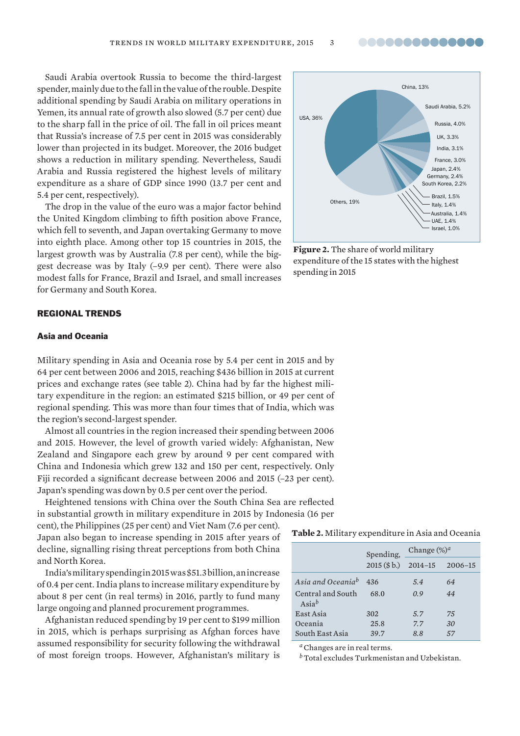Saudi Arabia overtook Russia to become the third-largest spender, mainly due to the fall in the value of the rouble. Despite additional spending by Saudi Arabia on military operations in Yemen, its annual rate of growth also slowed (5.7 per cent) due to the sharp fall in the price of oil. The fall in oil prices meant that Russia's increase of 7.5 per cent in 2015 was considerably lower than projected in its budget. Moreover, the 2016 budget shows a reduction in military spending. Nevertheless, Saudi Arabia and Russia registered the highest levels of military expenditure as a share of GDP since 1990 (13.7 per cent and 5.4 per cent, respectively).

The drop in the value of the euro was a major factor behind the United Kingdom climbing to fifth position above France, which fell to seventh, and Japan overtaking Germany to move into eighth place. Among other top 15 countries in 2015, the largest growth was by Australia (7.8 per cent), while the biggest decrease was by Italy (–9.9 per cent). There were also modest falls for France, Brazil and Israel, and small increases for Germany and South Korea.

USA, 36%; China, 13%; Saudi Arabia, 5.2%; Russia, 4.0%; UK, 3.3%; India, 3.1%; France, 3.0%; Japan, 2.4%; Germany, 2.4%; South Korea, 2.2%; Brazil, 1.5%; Italy, 1.4%; Australia, 1.4%; UAE, 1.4%; Israel, 1.0%; Others, 19%

**Figure 2.** The share of world military expenditure of the 15 states with the highest spending in 2015

## REGIONAL TRENDS

### Asia and Oceania

Military spending in Asia and Oceania rose by 5.4 per cent in 2015 and by 64 per cent between 2006 and 2015, reaching $436 billion in 2015 at current prices and exchange rates (see table 2). China had by far the highest military expenditure in the region: an estimated $215 billion, or 49 per cent of regional spending. This was more than four times that of India, which was the region's second-largest spender.

Almost all countries in the region increased their spending between 2006 and 2015. However, the level of growth varied widely: Afghanistan, New Zealand and Singapore each grew by around 9 per cent compared with China and Indonesia which grew 132 and 150 per cent, respectively. Only Fiji recorded a significant decrease between 2006 and 2015 (–23 per cent). Japan's spending was down by 0.5 per cent over the period.

Heightened tensions with China over the South China Sea are reflected in substantial growth in military expenditure in 2015 by Indonesia (16 per cent), the Philippines (25 per cent) and Viet Nam (7.6 per cent). Japan also began to increase spending in 2015 after years of decline, signalling rising threat perceptions from both China and North Korea.

India's military spending in 2015 was $51.3 billion, an increase of 0.4 per cent. India plans to increase military expenditure by about 8 per cent (in real terms) in 2016, partly to fund many large ongoing and planned procurement programmes.

Afghanistan reduced spending by 19 per cent to $199 million in 2015, which is perhaps surprising as Afghan forces have assumed responsibility for security following the withdrawal of most foreign troops. However, Afghanistan's military is

**Table 2.** Military expenditure in Asia and Oceania

| | Spending, 2015 ($ b.) | Change (%)[a] | |
|---|---|---|---|
| | | 2014–15 | 2006–15 |
| *Asia and Oceania*[b] | 436 | *5.4* | *64* |
| Central and South Asia[b] | 68.0 | *0.9* | *44* |
| East Asia | 302 | *5.7* | *75* |
| Oceania | 25.8 | *7.7* | *30* |
| South East Asia | 39.7 | *8.8* | *57* |

[a] Changes are in real terms.
[b] Total excludes Turkmenistan and Uzbekistan.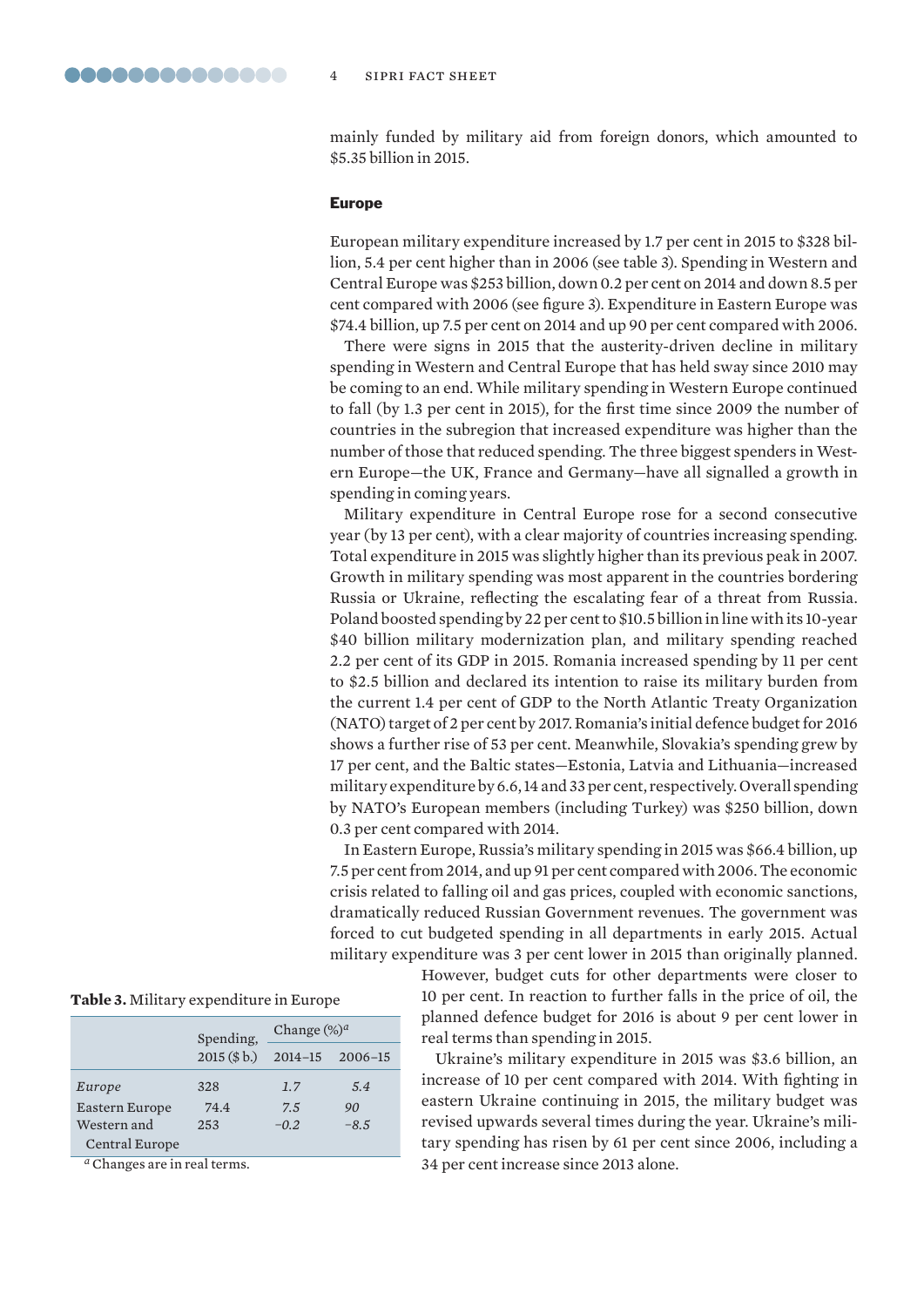mainly funded by military aid from foreign donors, which amounted to $5.35 billion in 2015.

### Europe

European military expenditure increased by 1.7 per cent in 2015 to $328 billion, 5.4 per cent higher than in 2006 (see table 3). Spending in Western and Central Europe was $253 billion, down 0.2 per cent on 2014 and down 8.5 per cent compared with 2006 (see figure 3). Expenditure in Eastern Europe was $74.4 billion, up 7.5 per cent on 2014 and up 90 per cent compared with 2006.

There were signs in 2015 that the austerity-driven decline in military spending in Western and Central Europe that has held sway since 2010 may be coming to an end. While military spending in Western Europe continued to fall (by 1.3 per cent in 2015), for the first time since 2009 the number of countries in the subregion that increased expenditure was higher than the number of those that reduced spending. The three biggest spenders in Western Europe—the UK, France and Germany—have all signalled a growth in spending in coming years.

Military expenditure in Central Europe rose for a second consecutive year (by 13 per cent), with a clear majority of countries increasing spending. Total expenditure in 2015 was slightly higher than its previous peak in 2007. Growth in military spending was most apparent in the countries bordering Russia or Ukraine, reflecting the escalating fear of a threat from Russia. Poland boosted spending by 22 per cent to $10.5 billion in line with its 10-year $40 billion military modernization plan, and military spending reached 2.2 per cent of its GDP in 2015. Romania increased spending by 11 per cent to $2.5 billion and declared its intention to raise its military burden from the current 1.4 per cent of GDP to the North Atlantic Treaty Organization (NATO) target of 2 per cent by 2017. Romania's initial defence budget for 2016 shows a further rise of 53 per cent. Meanwhile, Slovakia's spending grew by 17 per cent, and the Baltic states—Estonia, Latvia and Lithuania—increased military expenditure by 6.6, 14 and 33 per cent, respectively. Overall spending by NATO's European members (including Turkey) was $250 billion, down 0.3 per cent compared with 2014.

In Eastern Europe, Russia's military spending in 2015 was $66.4 billion, up 7.5 per cent from 2014, and up 91 per cent compared with 2006. The economic crisis related to falling oil and gas prices, coupled with economic sanctions, dramatically reduced Russian Government revenues. The government was forced to cut budgeted spending in all departments in early 2015. Actual military expenditure was 3 per cent lower in 2015 than originally planned. However, budget cuts for other departments were closer to 10 per cent. In reaction to further falls in the price of oil, the planned defence budget for 2016 is about 9 per cent lower in real terms than spending in 2015.

Ukraine's military expenditure in 2015 was $3.6 billion, an increase of 10 per cent compared with 2014. With fighting in eastern Ukraine continuing in 2015, the military budget was revised upwards several times during the year. Ukraine's military spending has risen by 61 per cent since 2006, including a 34 per cent increase since 2013 alone.

**Table 3.** Military expenditure in Europe

| | Spending, 2015 ($ b.) | Change (%)[a] | |
|---|---|---|---|
| | | 2014–15 | 2006–15 |
| *Europe* | 328 | *1.7* | *5.4* |
| Eastern Europe | 74.4 | *7.5* | *90* |
| Western and Central Europe | 253 | *−0.2* | *−8.5* |

[a] Changes are in real terms.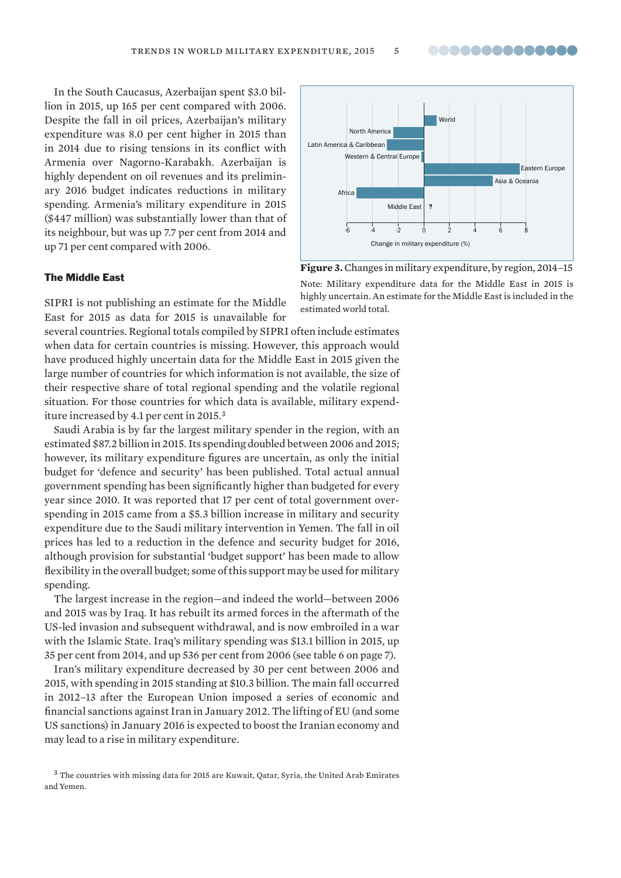In the South Caucasus, Azerbaijan spent $3.0 billion in 2015, up 165 per cent compared with 2006. Despite the fall in oil prices, Azerbaijan's military expenditure was 8.0 per cent higher in 2015 than in 2014 due to rising tensions in its conflict with Armenia over Nagorno-Karabakh. Azerbaijan is highly dependent on oil revenues and its preliminary 2016 budget indicates reductions in military spending. Armenia's military expenditure in 2015 ($447 million) was substantially lower than that of its neighbour, but was up 7.7 per cent from 2014 and up 71 per cent compared with 2006.

**Figure 3.** Changes in military expenditure, by region, 2014–15

Note: Military expenditure data for the Middle East in 2015 is highly uncertain. An estimate for the Middle East is included in the estimated world total.

### The Middle East

SIPRI is not publishing an estimate for the Middle East for 2015 as data for 2015 is unavailable for several countries. Regional totals compiled by SIPRI often include estimates when data for certain countries is missing. However, this approach would have produced highly uncertain data for the Middle East in 2015 given the large number of countries for which information is not available, the size of their respective share of total regional spending and the volatile regional situation. For those countries for which data is available, military expenditure increased by 4.1 per cent in 2015.[3]

Saudi Arabia is by far the largest military spender in the region, with an estimated $87.2 billion in 2015. Its spending doubled between 2006 and 2015; however, its military expenditure figures are uncertain, as only the initial budget for 'defence and security' has been published. Total actual annual government spending has been significantly higher than budgeted for every year since 2010. It was reported that 17 per cent of total government overspending in 2015 came from a $5.3 billion increase in military and security expenditure due to the Saudi military intervention in Yemen. The fall in oil prices has led to a reduction in the defence and security budget for 2016, although provision for substantial 'budget support' has been made to allow flexibility in the overall budget; some of this support may be used for military spending.

The largest increase in the region—and indeed the world—between 2006 and 2015 was by Iraq. It has rebuilt its armed forces in the aftermath of the US-led invasion and subsequent withdrawal, and is now embroiled in a war with the Islamic State. Iraq's military spending was $13.1 billion in 2015, up 35 per cent from 2014, and up 536 per cent from 2006 (see table 6 on page 7).

Iran's military expenditure decreased by 30 per cent between 2006 and 2015, with spending in 2015 standing at $10.3 billion. The main fall occurred in 2012–13 after the European Union imposed a series of economic and financial sanctions against Iran in January 2012. The lifting of EU (and some US sanctions) in January 2016 is expected to boost the Iranian economy and may lead to a rise in military expenditure.

[3] The countries with missing data for 2015 are Kuwait, Qatar, Syria, the United Arab Emirates and Yemen.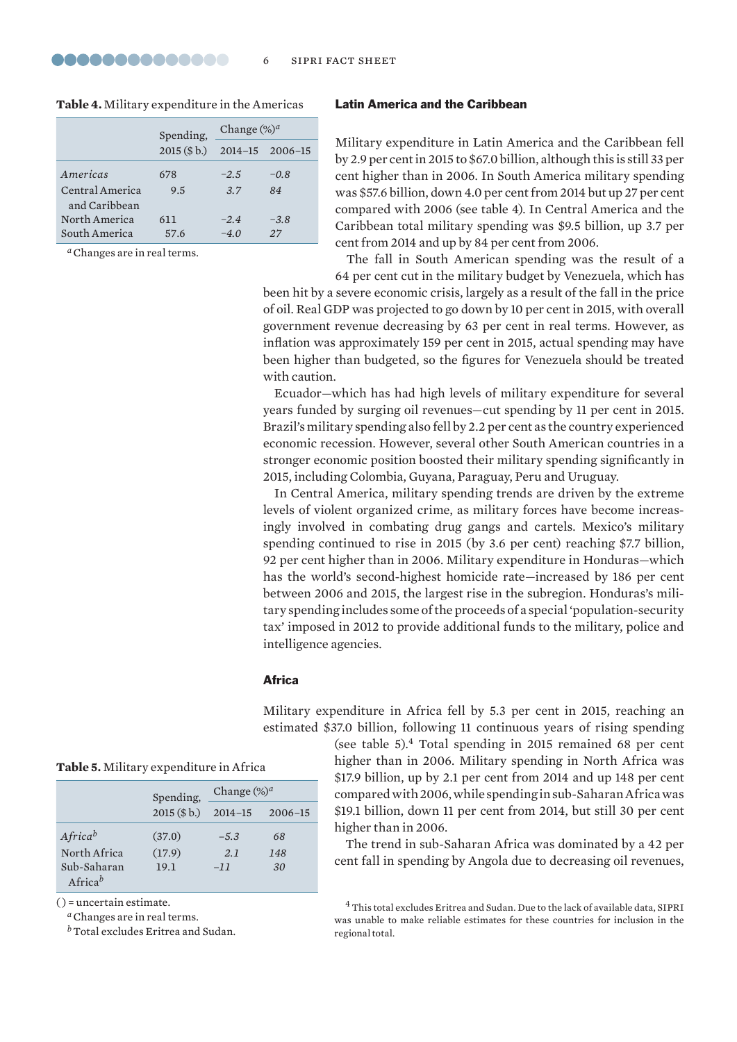**Table 4.** Military expenditure in the Americas

| | Spending, 2015 ($ b.) | Change (%)[a] | |
|---|---|---|---|
| | | 2014–15 | 2006–15 |
| *Americas* | 678 | *−2.5* | *−0.8* |
| Central America and Caribbean | 9.5 | *3.7* | *84* |
| North America | 611 | *−2.4* | *−3.8* |
| South America | 57.6 | *−4.0* | *27* |

[a] Changes are in real terms.

### Latin America and the Caribbean

Military expenditure in Latin America and the Caribbean fell by 2.9 per cent in 2015 to $67.0 billion, although this is still 33 per cent higher than in 2006. In South America military spending was $57.6 billion, down 4.0 per cent from 2014 but up 27 per cent compared with 2006 (see table 4). In Central America and the Caribbean total military spending was $9.5 billion, up 3.7 per cent from 2014 and up by 84 per cent from 2006.

The fall in South American spending was the result of a 64 per cent cut in the military budget by Venezuela, which has been hit by a severe economic crisis, largely as a result of the fall in the price of oil. Real GDP was projected to go down by 10 per cent in 2015, with overall government revenue decreasing by 63 per cent in real terms. However, as inflation was approximately 159 per cent in 2015, actual spending may have been higher than budgeted, so the figures for Venezuela should be treated with caution.

Ecuador—which has had high levels of military expenditure for several years funded by surging oil revenues—cut spending by 11 per cent in 2015. Brazil's military spending also fell by 2.2 per cent as the country experienced economic recession. However, several other South American countries in a stronger economic position boosted their military spending significantly in 2015, including Colombia, Guyana, Paraguay, Peru and Uruguay.

In Central America, military spending trends are driven by the extreme levels of violent organized crime, as military forces have become increasingly involved in combating drug gangs and cartels. Mexico's military spending continued to rise in 2015 (by 3.6 per cent) reaching $7.7 billion, 92 per cent higher than in 2006. Military expenditure in Honduras—which has the world's second-highest homicide rate—increased by 186 per cent between 2006 and 2015, the largest rise in the subregion. Honduras's military spending includes some of the proceeds of a special 'population-security tax' imposed in 2012 to provide additional funds to the military, police and intelligence agencies.

### Africa

Military expenditure in Africa fell by 5.3 per cent in 2015, reaching an estimated $37.0 billion, following 11 continuous years of rising spending (see table 5).[4] Total spending in 2015 remained 68 per cent higher than in 2006. Military spending in North Africa was $17.9 billion, up by 2.1 per cent from 2014 and up 148 per cent compared with 2006, while spending in sub-Saharan Africa was $19.1 billion, down 11 per cent from 2014, but still 30 per cent higher than in 2006.

The trend in sub-Saharan Africa was dominated by a 42 per cent fall in spending by Angola due to decreasing oil revenues,

**Table 5.** Military expenditure in Africa

| | Spending, 2015 ($ b.) | Change (%)[a] | |
|---|---|---|---|
| | | 2014–15 | 2006–15 |
| *Africa*[b] | (37.0) | *−5.3* | *68* |
| North Africa | (17.9) | *2.1* | *148* |
| Sub-Saharan Africa[b] | 19.1 | *−11* | *30* |

( ) = uncertain estimate.

[a] Changes are in real terms.

[b] Total excludes Eritrea and Sudan.

[4] This total excludes Eritrea and Sudan. Due to the lack of available data, SIPRI was unable to make reliable estimates for these countries for inclusion in the regional total.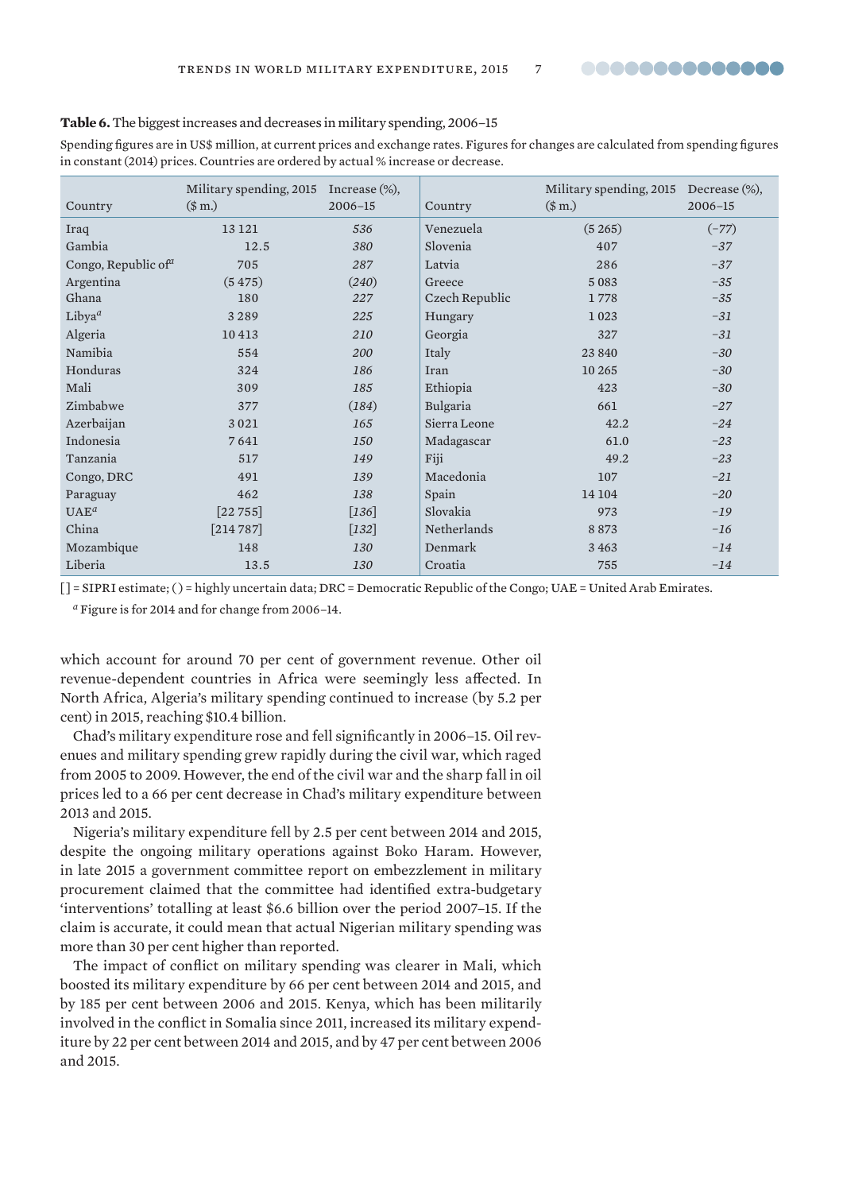**Table 6.** The biggest increases and decreases in military spending, 2006–15

Spending figures are in US$ million, at current prices and exchange rates. Figures for changes are calculated from spending figures in constant (2014) prices. Countries are ordered by actual % increase or decrease.

| Country | Military spending, 2015 ($ m.) | Increase (%), 2006–15 | Country | Military spending, 2015 ($ m.) | Decrease (%), 2006–15 |
|---|---|---|---|---|---|
| Iraq | 13 121 | *536* | Venezuela | (5 265) | *(–77)* |
| Gambia | 12.5 | *380* | Slovenia | 407 | *–37* |
| Congo, Republic of[a] | 705 | *287* | Latvia | 286 | *–37* |
| Argentina | (5 475) | *(240)* | Greece | 5 083 | *–35* |
| Ghana | 180 | *227* | Czech Republic | 1 778 | *–35* |
| Libya[a] | 3 289 | *225* | Hungary | 1 023 | *–31* |
| Algeria | 10 413 | *210* | Georgia | 327 | *–31* |
| Namibia | 554 | *200* | Italy | 23 840 | *–30* |
| Honduras | 324 | *186* | Iran | 10 265 | *–30* |
| Mali | 309 | *185* | Ethiopia | 423 | *–30* |
| Zimbabwe | 377 | *(184)* | Bulgaria | 661 | *–27* |
| Azerbaijan | 3 021 | *165* | Sierra Leone | 42.2 | *–24* |
| Indonesia | 7 641 | *150* | Madagascar | 61.0 | *–23* |
| Tanzania | 517 | *149* | Fiji | 49.2 | *–23* |
| Congo, DRC | 491 | *139* | Macedonia | 107 | *–21* |
| Paraguay | 462 | *138* | Spain | 14 104 | *–20* |
| UAE[a] | [22 755] | *[136]* | Slovakia | 973 | *–19* |
| China | [214 787] | *[132]* | Netherlands | 8 873 | *–16* |
| Mozambique | 148 | *130* | Denmark | 3 463 | *–14* |
| Liberia | 13.5 | *130* | Croatia | 755 | *–14* |

[ ] = SIPRI estimate; ( ) = highly uncertain data; DRC = Democratic Republic of the Congo; UAE = United Arab Emirates.

[a] Figure is for 2014 and for change from 2006–14.

which account for around 70 per cent of government revenue. Other oil revenue-dependent countries in Africa were seemingly less affected. In North Africa, Algeria's military spending continued to increase (by 5.2 per cent) in 2015, reaching $10.4 billion.

Chad's military expenditure rose and fell significantly in 2006–15. Oil revenues and military spending grew rapidly during the civil war, which raged from 2005 to 2009. However, the end of the civil war and the sharp fall in oil prices led to a 66 per cent decrease in Chad's military expenditure between 2013 and 2015.

Nigeria's military expenditure fell by 2.5 per cent between 2014 and 2015, despite the ongoing military operations against Boko Haram. However, in late 2015 a government committee report on embezzlement in military procurement claimed that the committee had identified extra-budgetary 'interventions' totalling at least $6.6 billion over the period 2007–15. If the claim is accurate, it could mean that actual Nigerian military spending was more than 30 per cent higher than reported.

The impact of conflict on military spending was clearer in Mali, which boosted its military expenditure by 66 per cent between 2014 and 2015, and by 185 per cent between 2006 and 2015. Kenya, which has been militarily involved in the conflict in Somalia since 2011, increased its military expenditure by 22 per cent between 2014 and 2015, and by 47 per cent between 2006 and 2015.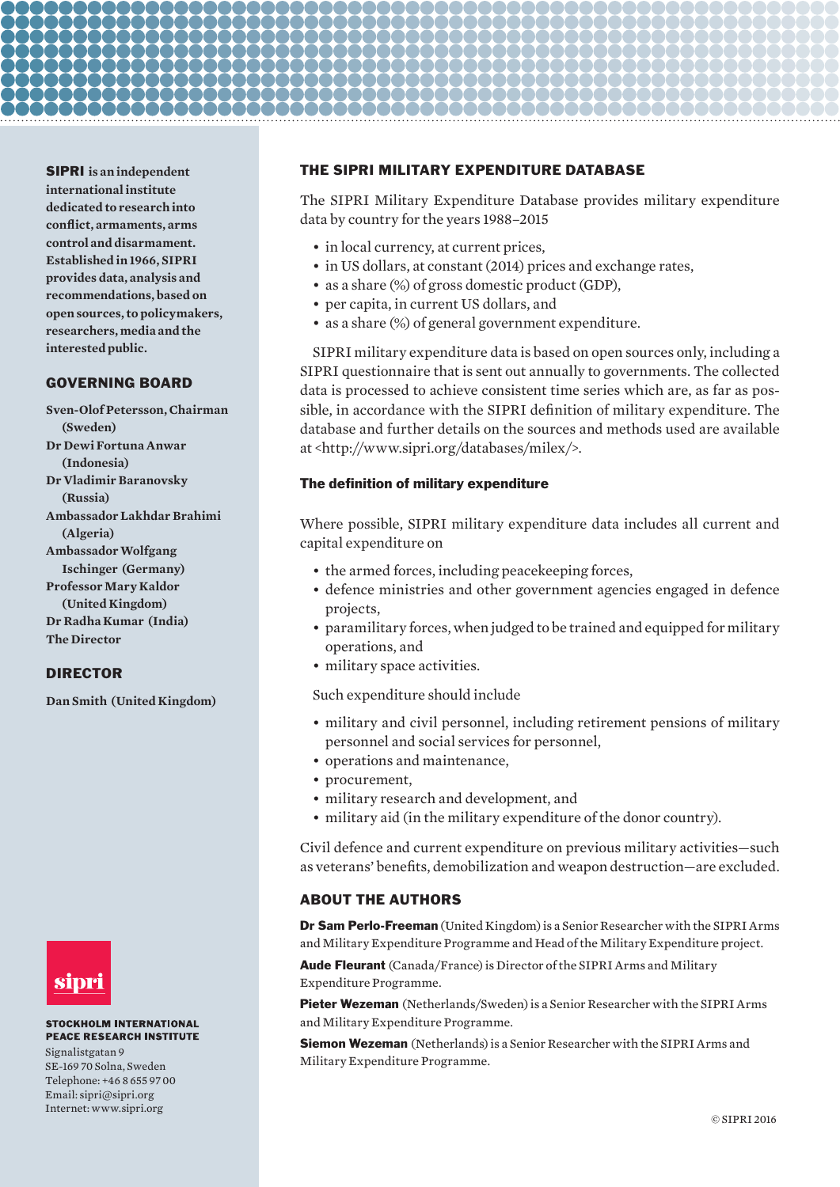**SIPRI** is an independent international institute dedicated to research into conflict, armaments, arms control and disarmament. Established in 1966, SIPRI provides data, analysis and recommendations, based on open sources, to policymakers, researchers, media and the interested public.

## GOVERNING BOARD

Sven-Olof Petersson, Chairman (Sweden)
Dr Dewi Fortuna Anwar (Indonesia)
Dr Vladimir Baranovsky (Russia)
Ambassador Lakhdar Brahimi (Algeria)
Ambassador Wolfgang Ischinger (Germany)
Professor Mary Kaldor (United Kingdom)
Dr Radha Kumar (India)
The Director

## DIRECTOR

Dan Smith (United Kingdom)

## THE SIPRI MILITARY EXPENDITURE DATABASE

The SIPRI Military Expenditure Database provides military expenditure data by country for the years 1988–2015

- in local currency, at current prices,
- in US dollars, at constant (2014) prices and exchange rates,
- as a share (%) of gross domestic product (GDP),
- per capita, in current US dollars, and
- as a share (%) of general government expenditure.

SIPRI military expenditure data is based on open sources only, including a SIPRI questionnaire that is sent out annually to governments. The collected data is processed to achieve consistent time series which are, as far as possible, in accordance with the SIPRI definition of military expenditure. The database and further details on the sources and methods used are available at <http://www.sipri.org/databases/milex/>.

### The definition of military expenditure

Where possible, SIPRI military expenditure data includes all current and capital expenditure on

- the armed forces, including peacekeeping forces,
- defence ministries and other government agencies engaged in defence projects,
- paramilitary forces, when judged to be trained and equipped for military operations, and
- military space activities.

Such expenditure should include

- military and civil personnel, including retirement pensions of military personnel and social services for personnel,
- operations and maintenance,
- procurement,
- military research and development, and
- military aid (in the military expenditure of the donor country).

Civil defence and current expenditure on previous military activities—such as veterans' benefits, demobilization and weapon destruction—are excluded.

## ABOUT THE AUTHORS

**Dr Sam Perlo-Freeman** (United Kingdom) is a Senior Researcher with the SIPRI Arms and Military Expenditure Programme and Head of the Military Expenditure project.

**Aude Fleurant** (Canada/France) is Director of the SIPRI Arms and Military Expenditure Programme.

**Pieter Wezeman** (Netherlands/Sweden) is a Senior Researcher with the SIPRI Arms and Military Expenditure Programme.

**Siemon Wezeman** (Netherlands) is a Senior Researcher with the SIPRI Arms and Military Expenditure Programme.

sipri

**STOCKHOLM INTERNATIONAL PEACE RESEARCH INSTITUTE**
Signalistgatan 9
SE-169 70 Solna, Sweden
Telephone: +46 8 655 97 00
Email: sipri@sipri.org
Internet: www.sipri.org

© SIPRI 2016